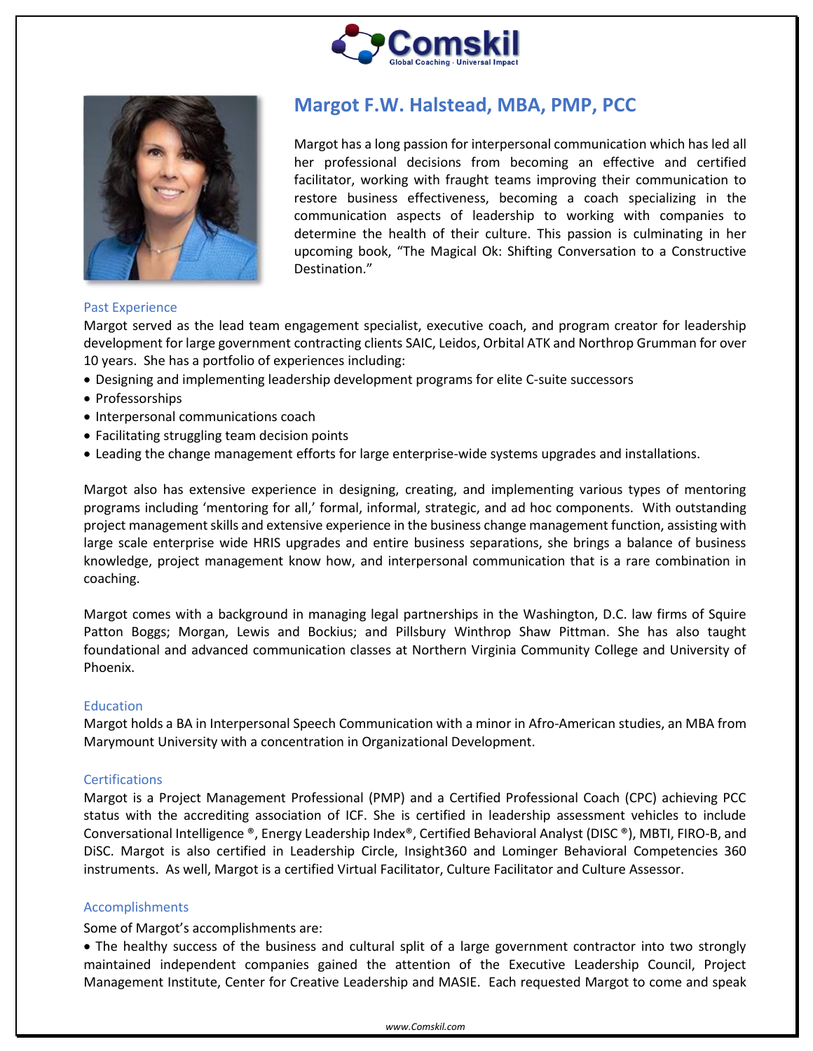# Margot F.W. Halstead, MBA, PMP, PCC

Margot has a long passion for interpersonal communication which has led all her professional decisions from becoming an effective and certified facilitator, working with fraught teams improving their communication to restore business effectiveness, becoming a coach specializing in the communication aspects of leadership to working with companies to determine the health of their culture. This passion is culminating in her upcoming book, "The Magical Ok: Shifting Conversation to a Constructive Destination."

## Past Experience

Margot served as the lead team engagement specialist, executive coach, and program creator for leadership development for large government contracting clients SAIC, Leidos, Orbital ATK and Northrop Grumman for over 10 years. She has a portfolio of experiences including:

- Designing and implementing leadership development programs for elite C-suite successors
- Professorships
- Interpersonal communications coach
- Facilitating struggling team decision points
- Leading the change management efforts for large enterprise-wide systems upgrades and installations.

Margot also has extensive experience in designing, creating, and implementing various types of mentoring programs including 'mentoring for all,' formal, informal, strategic, and ad hoc components. With outstanding project management skills and extensive experience in the business change management function, assisting with large scale enterprise wide HRIS upgrades and entire business separations, she brings a balance of business knowledge, project management know how, and interpersonal communication that is a rare combination in coaching.

Margot comes with a background in managing legal partnerships in the Washington, D.C. law firms of Squire Patton Boggs; Morgan, Lewis and Bockius; and Pillsbury Winthrop Shaw Pittman. She has also taught foundational and advanced communication classes at Northern Virginia Community College and University of Phoenix.

## Education

Margot holds a BA in Interpersonal Speech Communication with a minor in Afro-American studies, an MBA from Marymount University with a concentration in Organizational Development.

## Certifications

Margot is a Project Management Professional (PMP) and a Certified Professional Coach (CPC) achieving PCC status with the accrediting association of ICF. She is certified in leadership assessment vehicles to include Conversational Intelligence ®, Energy Leadership Index®, Certified Behavioral Analyst (DISC ®), MBTI, FIRO-B, and DiSC. Margot is also certified in Leadership Circle, Insight360 and Lominger Behavioral Competencies 360 instruments. As well, Margot is a certified Virtual Facilitator, Culture Facilitator and Culture Assessor.

## Accomplishments

Some of Margot's accomplishments are:

- The healthy success of the business and cultural split of a large government contractor into two strongly maintained independent companies gained the attention of the Executive Leadership Council, Project Management Institute, Center for Creative Leadership and MASIE. Each requested Margot to come and speak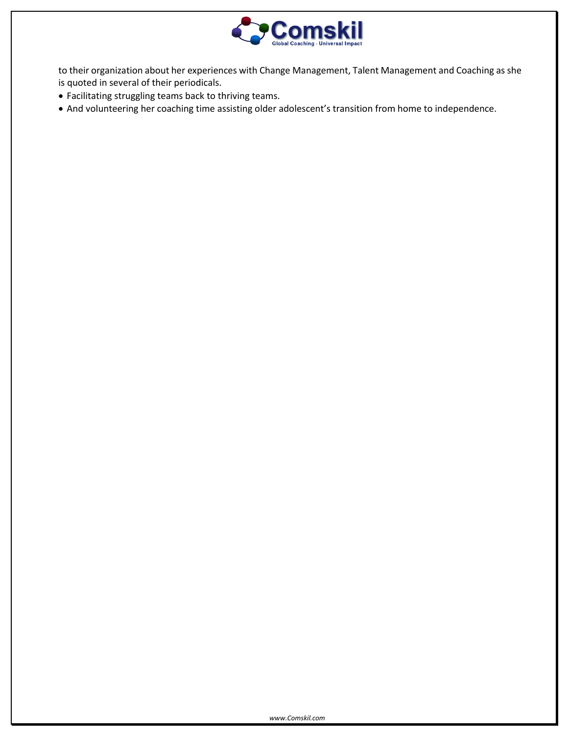to their organization about her experiences with Change Management, Talent Management and Coaching as she is quoted in several of their periodicals.

- Facilitating struggling teams back to thriving teams.
- And volunteering her coaching time assisting older adolescent's transition from home to independence.